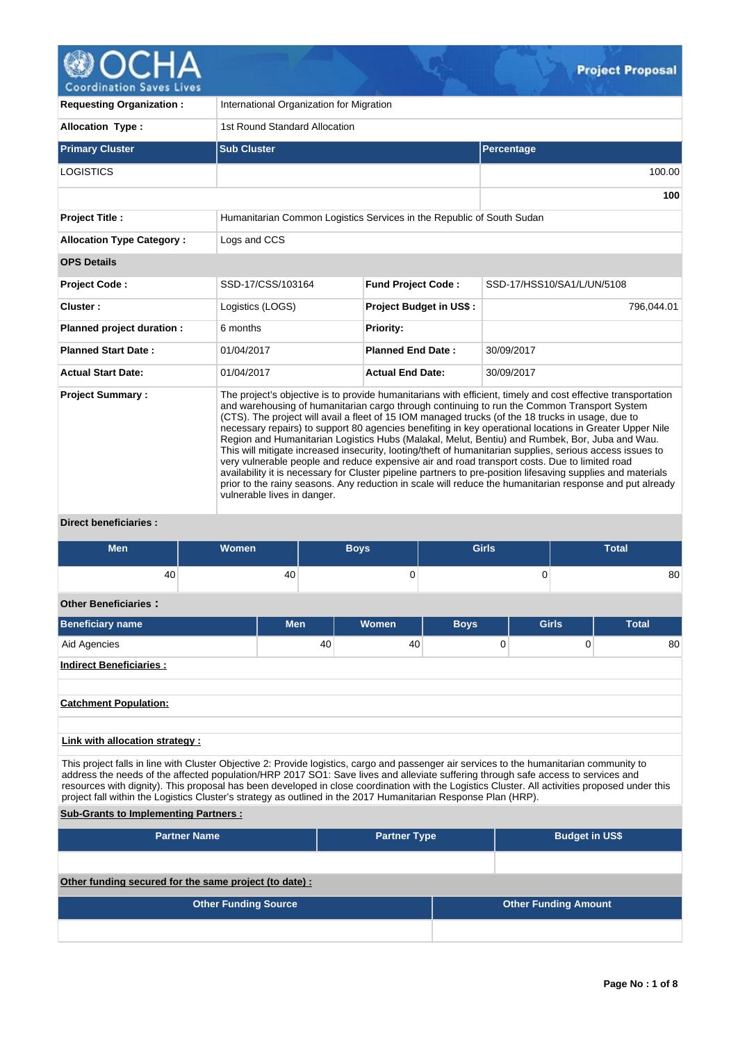# Project Proposal

| | |
|---|---|
| **Requesting Organization :** | International Organization for Migration |
| **Allocation Type :** | 1st Round Standard Allocation |

| **Primary Cluster** | **Sub Cluster** | **Percentage** |
|---|---|---|
| LOGISTICS | | 100.00 |
| | | **100** |

| | |
|---|---|
| **Project Title :** | Humanitarian Common Logistics Services in the Republic of South Sudan |
| **Allocation Type Category :** | Logs and CCS |

**OPS Details**

| | | | |
|---|---|---|---|
| **Project Code :** | SSD-17/CSS/103164 | **Fund Project Code :** | SSD-17/HSS10/SA1/L/UN/5108 |
| **Cluster :** | Logistics (LOGS) | **Project Budget in US$ :** | 796,044.01 |
| **Planned project duration :** | 6 months | **Priority:** | |
| **Planned Start Date :** | 01/04/2017 | **Planned End Date :** | 30/09/2017 |
| **Actual Start Date:** | 01/04/2017 | **Actual End Date:** | 30/09/2017 |

**Project Summary :**

The project's objective is to provide humanitarians with efficient, timely and cost effective transportation and warehousing of humanitarian cargo through continuing to run the Common Transport System (CTS). The project will avail a fleet of 15 IOM managed trucks (of the 18 trucks in usage, due to necessary repairs) to support 80 agencies benefiting in key operational locations in Greater Upper Nile Region and Humanitarian Logistics Hubs (Malakal, Melut, Bentiu) and Rumbek, Bor, Juba and Wau. This will mitigate increased insecurity, looting/theft of humanitarian supplies, serious access issues to very vulnerable people and reduce expensive air and road transport costs. Due to limited road availability it is necessary for Cluster pipeline partners to pre-position lifesaving supplies and materials prior to the rainy seasons. Any reduction in scale will reduce the humanitarian response and put already vulnerable lives in danger.

**Direct beneficiaries :**

| Men | Women | Boys | Girls | Total |
|---|---|---|---|---|
| 40 | 40 | 0 | 0 | 80 |

**Other Beneficiaries :**

| Beneficiary name | Men | Women | Boys | Girls | Total |
|---|---|---|---|---|---|
| Aid Agencies | 40 | 40 | 0 | 0 | 80 |

**Indirect Beneficiaries :**

**Catchment Population:**

**Link with allocation strategy :**

This project falls in line with Cluster Objective 2: Provide logistics, cargo and passenger air services to the humanitarian community to address the needs of the affected population/HRP 2017 SO1: Save lives and alleviate suffering through safe access to services and resources with dignity). This proposal has been developed in close coordination with the Logistics Cluster. All activities proposed under this project fall within the Logistics Cluster's strategy as outlined in the 2017 Humanitarian Response Plan (HRP).

**Sub-Grants to Implementing Partners :**

| Partner Name | Partner Type | Budget in US$ |
|---|---|---|
| | | |

**Other funding secured for the same project (to date) :**

| Other Funding Source | Other Funding Amount |
|---|---|
| | |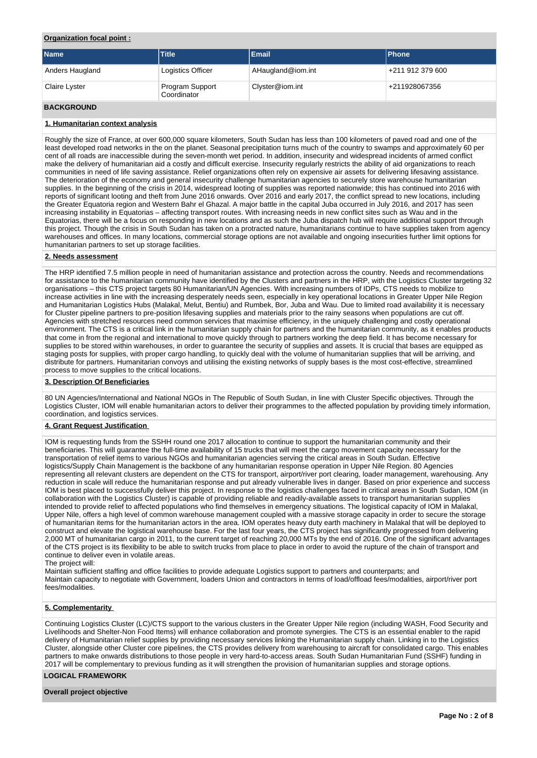**Organization focal point :**

| Name | Title | Email | Phone |
|---|---|---|---|
| Anders Haugland | Logistics Officer | AHaugland@iom.int | +211 912 379 600 |
| Claire Lyster | Program Support Coordinator | Clyster@iom.int | +211928067356 |

## BACKGROUND

### 1. Humanitarian context analysis

Roughly the size of France, at over 600,000 square kilometers, South Sudan has less than 100 kilometers of paved road and one of the least developed road networks in the on the planet. Seasonal precipitation turns much of the country to swamps and approximately 60 per cent of all roads are inaccessible during the seven-month wet period. In addition, insecurity and widespread incidents of armed conflict make the delivery of humanitarian aid a costly and difficult exercise. Insecurity regularly restricts the ability of aid organizations to reach communities in need of life saving assistance. Relief organizations often rely on expensive air assets for delivering lifesaving assistance. The deterioration of the economy and general insecurity challenge humanitarian agencies to securely store warehouse humanitarian supplies. In the beginning of the crisis in 2014, widespread looting of supplies was reported nationwide; this has continued into 2016 with reports of significant looting and theft from June 2016 onwards. Over 2016 and early 2017, the conflict spread to new locations, including the Greater Equatoria region and Western Bahr el Ghazal. A major battle in the capital Juba occurred in July 2016, and 2017 has seen increasing instability in Equatorias – affecting transport routes. With increasing needs in new conflict sites such as Wau and in the Equatorias, there will be a focus on responding in new locations and as such the Juba dispatch hub will require additional support through this project. Though the crisis in South Sudan has taken on a protracted nature, humanitarians continue to have supplies taken from agency warehouses and offices. In many locations, commercial storage options are not available and ongoing insecurities further limit options for humanitarian partners to set up storage facilities.

### 2. Needs assessment

The HRP identified 7.5 million people in need of humanitarian assistance and protection across the country. Needs and recommendations for assistance to the humanitarian community have identified by the Clusters and partners in the HRP, with the Logistics Cluster targeting 32 organisations – this CTS project targets 80 Humanitarian/UN Agencies. With increasing numbers of IDPs, CTS needs to mobilize to increase activities in line with the increasing desperately needs seen, especially in key operational locations in Greater Upper Nile Region and Humanitarian Logistics Hubs (Malakal, Melut, Bentiu) and Rumbek, Bor, Juba and Wau. Due to limited road availability it is necessary for Cluster pipeline partners to pre-position lifesaving supplies and materials prior to the rainy seasons when populations are cut off. Agencies with stretched resources need common services that maximise efficiency, in the uniquely challenging and costly operational environment. The CTS is a critical link in the humanitarian supply chain for partners and the humanitarian community, as it enables products that come in from the regional and international to move quickly through to partners working the deep field. It has become necessary for supplies to be stored within warehouses, in order to guarantee the security of supplies and assets. It is crucial that bases are equipped as staging posts for supplies, with proper cargo handling, to quickly deal with the volume of humanitarian supplies that will be arriving, and distribute for partners. Humanitarian convoys and utilising the existing networks of supply bases is the most cost-effective, streamlined process to move supplies to the critical locations.

### 3. Description Of Beneficiaries

80 UN Agencies/International and National NGOs in The Republic of South Sudan, in line with Cluster Specific objectives. Through the Logistics Cluster, IOM will enable humanitarian actors to deliver their programmes to the affected population by providing timely information, coordination, and logistics services.

### 4. Grant Request Justification

IOM is requesting funds from the SSHH round one 2017 allocation to continue to support the humanitarian community and their beneficiaries. This will guarantee the full-time availability of 15 trucks that will meet the cargo movement capacity necessary for the transportation of relief items to various NGOs and humanitarian agencies serving the critical areas in South Sudan. Effective logistics/Supply Chain Management is the backbone of any humanitarian response operation in Upper Nile Region. 80 Agencies representing all relevant clusters are dependent on the CTS for transport, airport/river port clearing, loader management, warehousing. Any reduction in scale will reduce the humanitarian response and put already vulnerable lives in danger. Based on prior experience and success IOM is best placed to successfully deliver this project. In response to the logistics challenges faced in critical areas in South Sudan, IOM (in collaboration with the Logistics Cluster) is capable of providing reliable and readily-available assets to transport humanitarian supplies intended to provide relief to affected populations who find themselves in emergency situations. The logistical capacity of IOM in Malakal, Upper Nile, offers a high level of common warehouse management coupled with a massive storage capacity in order to secure the storage of humanitarian items for the humanitarian actors in the area. IOM operates heavy duty earth machinery in Malakal that will be deployed to construct and elevate the logistical warehouse base. For the last four years, the CTS project has significantly progressed from delivering 2,000 MT of humanitarian cargo in 2011, to the current target of reaching 20,000 MTs by the end of 2016. One of the significant advantages of the CTS project is its flexibility to be able to switch trucks from place to place in order to avoid the rupture of the chain of transport and continue to deliver even in volatile areas.

The project will:

Maintain sufficient staffing and office facilities to provide adequate Logistics support to partners and counterparts; and

Maintain capacity to negotiate with Government, loaders Union and contractors in terms of load/offload fees/modalities, airport/river port fees/modalities.

### 5. Complementarity

Continuing Logistics Cluster (LC)/CTS support to the various clusters in the Greater Upper Nile region (including WASH, Food Security and Livelihoods and Shelter-Non Food Items) will enhance collaboration and promote synergies. The CTS is an essential enabler to the rapid delivery of Humanitarian relief supplies by providing necessary services linking the Humanitarian supply chain. Linking in to the Logistics Cluster, alongside other Cluster core pipelines, the CTS provides delivery from warehousing to aircraft for consolidated cargo. This enables partners to make onwards distributions to those people in very hard-to-access areas. South Sudan Humanitarian Fund (SSHF) funding in 2017 will be complementary to previous funding as it will strengthen the provision of humanitarian supplies and storage options.

## LOGICAL FRAMEWORK

**Overall project objective**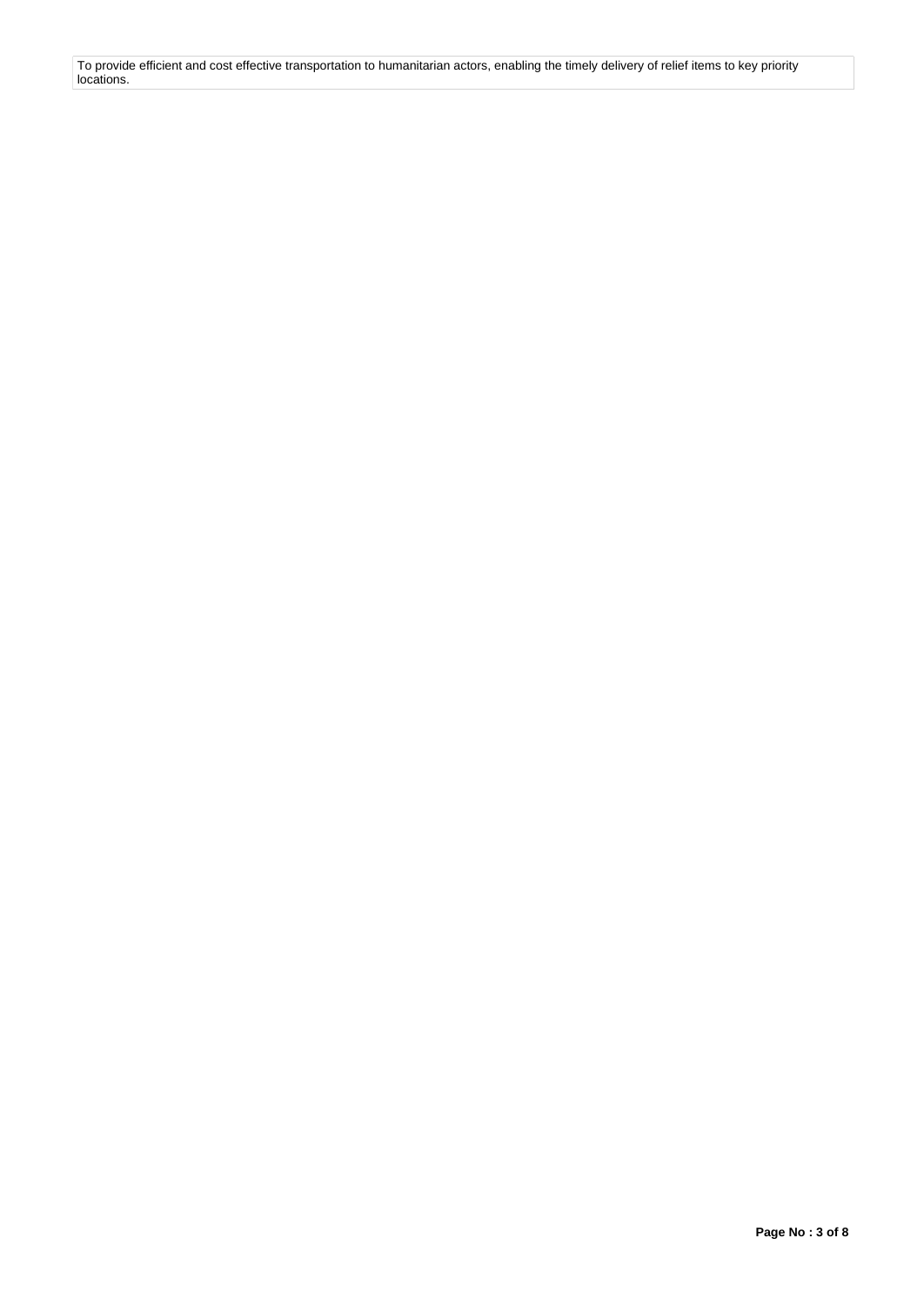To provide efficient and cost effective transportation to humanitarian actors, enabling the timely delivery of relief items to key priority locations.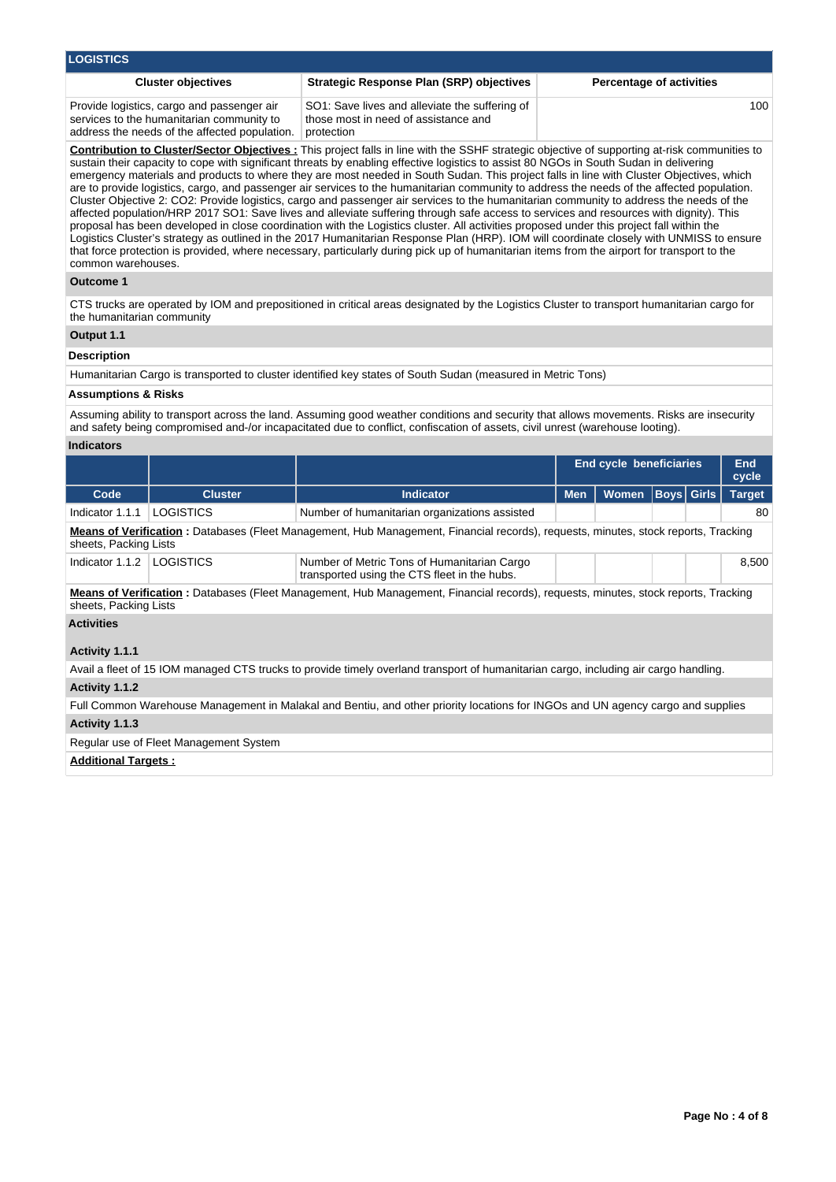## LOGISTICS

| Cluster objectives | Strategic Response Plan (SRP) objectives | Percentage of activities |
|---|---|---|
| Provide logistics, cargo and passenger air services to the humanitarian community to address the needs of the affected population. | SO1: Save lives and alleviate the suffering of those most in need of assistance and protection | 100 |

**Contribution to Cluster/Sector Objectives :** This project falls in line with the SSHF strategic objective of supporting at-risk communities to sustain their capacity to cope with significant threats by enabling effective logistics to assist 80 NGOs in South Sudan in delivering emergency materials and products to where they are most needed in South Sudan. This project falls in line with Cluster Objectives, which are to provide logistics, cargo, and passenger air services to the humanitarian community to address the needs of the affected population. Cluster Objective 2: CO2: Provide logistics, cargo and passenger air services to the humanitarian community to address the needs of the affected population/HRP 2017 SO1: Save lives and alleviate suffering through safe access to services and resources with dignity). This proposal has been developed in close coordination with the Logistics cluster. All activities proposed under this project fall within the Logistics Cluster's strategy as outlined in the 2017 Humanitarian Response Plan (HRP). IOM will coordinate closely with UNMISS to ensure that force protection is provided, where necessary, particularly during pick up of humanitarian items from the airport for transport to the common warehouses.

### Outcome 1

CTS trucks are operated by IOM and prepositioned in critical areas designated by the Logistics Cluster to transport humanitarian cargo for the humanitarian community

### Output 1.1

**Description**

Humanitarian Cargo is transported to cluster identified key states of South Sudan (measured in Metric Tons)

**Assumptions & Risks**

Assuming ability to transport across the land. Assuming good weather conditions and security that allows movements. Risks are insecurity and safety being compromised and-/or incapacitated due to conflict, confiscation of assets, civil unrest (warehouse looting).

**Indicators**

| | | | End cycle beneficiaries | | | | End cycle |
|---|---|---|---|---|---|---|---|
| Code | Cluster | Indicator | Men | Women | Boys | Girls | Target |
| Indicator 1.1.1 | LOGISTICS | Number of humanitarian organizations assisted | | | | | 80 |

**Means of Verification :** Databases (Fleet Management, Hub Management, Financial records), requests, minutes, stock reports, Tracking sheets, Packing Lists

| Code | Cluster | Indicator | Men | Women | Boys | Girls | Target |
|---|---|---|---|---|---|---|---|
| Indicator 1.1.2 | LOGISTICS | Number of Metric Tons of Humanitarian Cargo transported using the CTS fleet in the hubs. | | | | | 8,500 |

**Means of Verification :** Databases (Fleet Management, Hub Management, Financial records), requests, minutes, stock reports, Tracking sheets, Packing Lists

**Activities**

**Activity 1.1.1**

Avail a fleet of 15 IOM managed CTS trucks to provide timely overland transport of humanitarian cargo, including air cargo handling.

**Activity 1.1.2**

Full Common Warehouse Management in Malakal and Bentiu, and other priority locations for INGOs and UN agency cargo and supplies

**Activity 1.1.3**

Regular use of Fleet Management System

**Additional Targets :**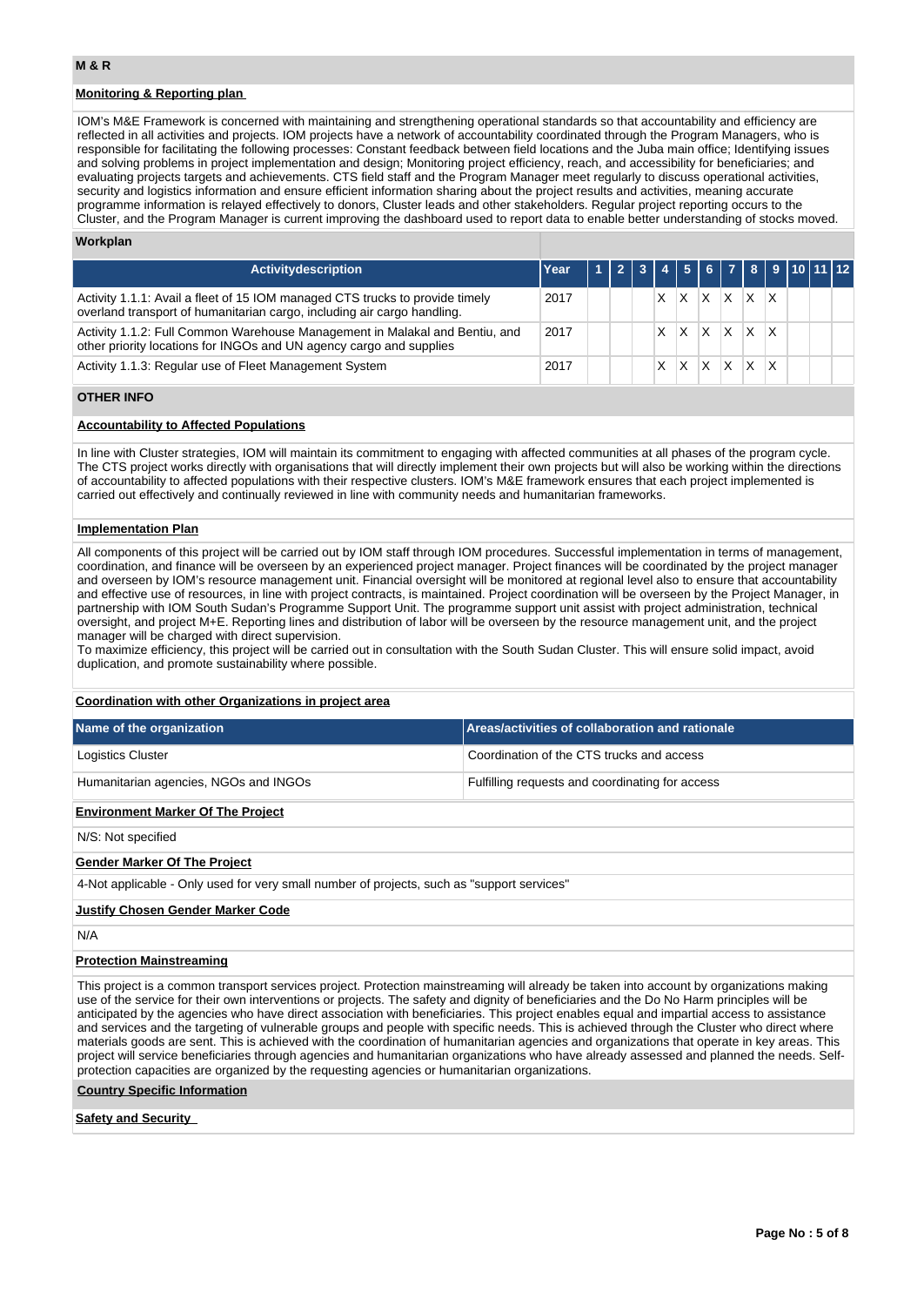## M & R

### Monitoring & Reporting plan

IOM's M&E Framework is concerned with maintaining and strengthening operational standards so that accountability and efficiency are reflected in all activities and projects. IOM projects have a network of accountability coordinated through the Program Managers, who is responsible for facilitating the following processes: Constant feedback between field locations and the Juba main office; Identifying issues and solving problems in project implementation and design; Monitoring project efficiency, reach, and accessibility for beneficiaries; and evaluating projects targets and achievements. CTS field staff and the Program Manager meet regularly to discuss operational activities, security and logistics information and ensure efficient information sharing about the project results and activities, meaning accurate programme information is relayed effectively to donors, Cluster leads and other stakeholders. Regular project reporting occurs to the Cluster, and the Program Manager is current improving the dashboard used to report data to enable better understanding of stocks moved.

### Workplan

| Activitydescription | Year | 1 | 2 | 3 | 4 | 5 | 6 | 7 | 8 | 9 | 10 | 11 | 12 |
|---|---|---|---|---|---|---|---|---|---|---|---|---|---|
| Activity 1.1.1: Avail a fleet of 15 IOM managed CTS trucks to provide timely overland transport of humanitarian cargo, including air cargo handling. | 2017 | | | | X | X | X | X | X | X | | | |
| Activity 1.1.2: Full Common Warehouse Management in Malakal and Bentiu, and other priority locations for INGOs and UN agency cargo and supplies | 2017 | | | | X | X | X | X | X | X | | | |
| Activity 1.1.3: Regular use of Fleet Management System | 2017 | | | | X | X | X | X | X | X | | | |

## OTHER INFO

### Accountability to Affected Populations

In line with Cluster strategies, IOM will maintain its commitment to engaging with affected communities at all phases of the program cycle. The CTS project works directly with organisations that will directly implement their own projects but will also be working within the directions of accountability to affected populations with their respective clusters. IOM's M&E framework ensures that each project implemented is carried out effectively and continually reviewed in line with community needs and humanitarian frameworks.

### Implementation Plan

All components of this project will be carried out by IOM staff through IOM procedures. Successful implementation in terms of management, coordination, and finance will be overseen by an experienced project manager. Project finances will be coordinated by the project manager and overseen by IOM's resource management unit. Financial oversight will be monitored at regional level also to ensure that accountability and effective use of resources, in line with project contracts, is maintained. Project coordination will be overseen by the Project Manager, in partnership with IOM South Sudan's Programme Support Unit. The programme support unit assist with project administration, technical oversight, and project M+E. Reporting lines and distribution of labor will be overseen by the resource management unit, and the project manager will be charged with direct supervision.
To maximize efficiency, this project will be carried out in consultation with the South Sudan Cluster. This will ensure solid impact, avoid duplication, and promote sustainability where possible.

### Coordination with other Organizations in project area

| Name of the organization | Areas/activities of collaboration and rationale |
|---|---|
| Logistics Cluster | Coordination of the CTS trucks and access |
| Humanitarian agencies, NGOs and INGOs | Fulfilling requests and coordinating for access |

### Environment Marker Of The Project

N/S: Not specified

### Gender Marker Of The Project

4-Not applicable - Only used for very small number of projects, such as "support services"

### Justify Chosen Gender Marker Code

N/A

### Protection Mainstreaming

This project is a common transport services project. Protection mainstreaming will already be taken into account by organizations making use of the service for their own interventions or projects. The safety and dignity of beneficiaries and the Do No Harm principles will be anticipated by the agencies who have direct association with beneficiaries. This project enables equal and impartial access to assistance and services and the targeting of vulnerable groups and people with specific needs. This is achieved through the Cluster who direct where materials goods are sent. This is achieved with the coordination of humanitarian agencies and organizations that operate in key areas. This project will service beneficiaries through agencies and humanitarian organizations who have already assessed and planned the needs. Self-protection capacities are organized by the requesting agencies or humanitarian organizations.

### Country Specific Information

### Safety and Security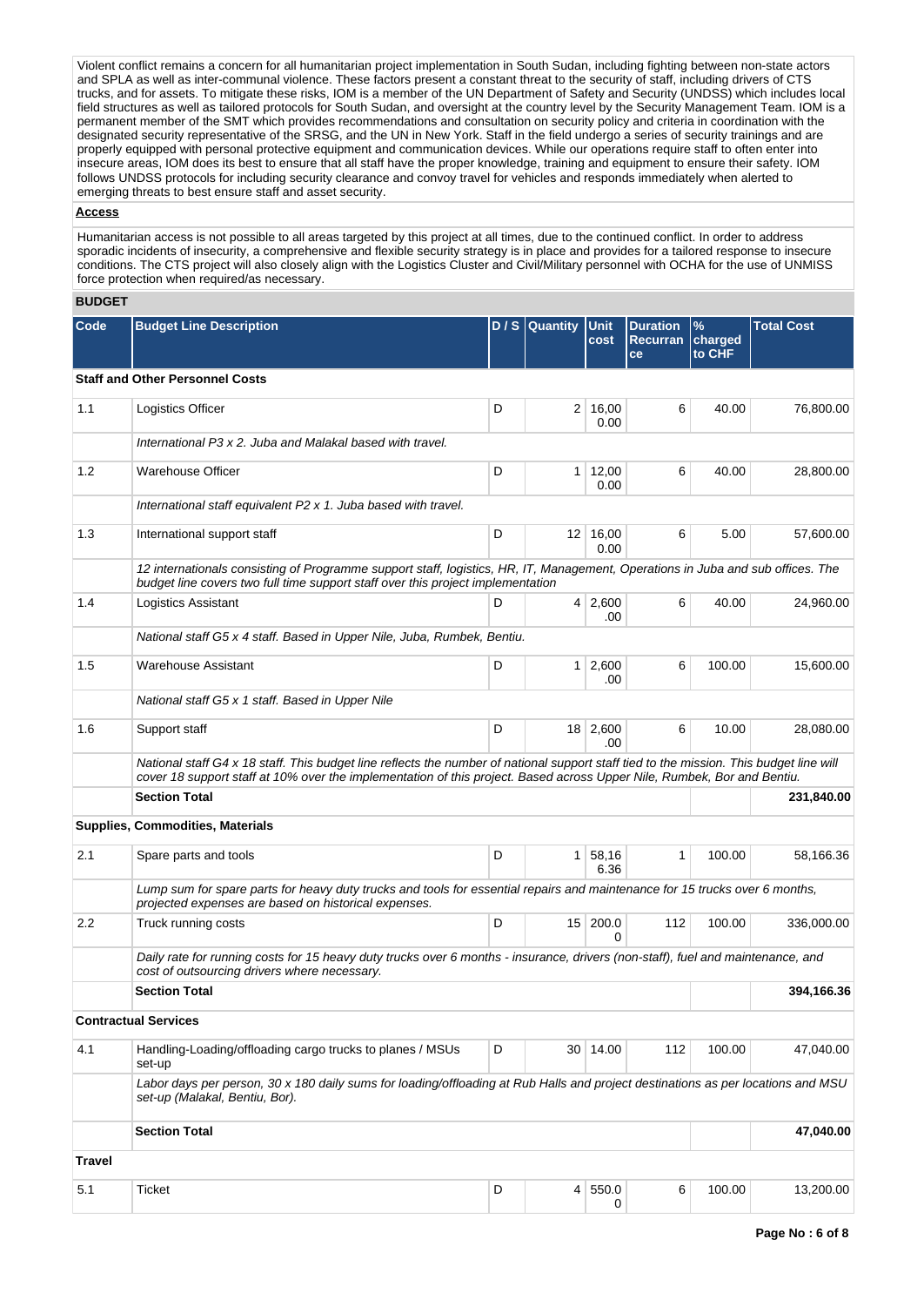Violent conflict remains a concern for all humanitarian project implementation in South Sudan, including fighting between non-state actors and SPLA as well as inter-communal violence. These factors present a constant threat to the security of staff, including drivers of CTS trucks, and for assets. To mitigate these risks, IOM is a member of the UN Department of Safety and Security (UNDSS) which includes local field structures as well as tailored protocols for South Sudan, and oversight at the country level by the Security Management Team. IOM is a permanent member of the SMT which provides recommendations and consultation on security policy and criteria in coordination with the designated security representative of the SRSG, and the UN in New York. Staff in the field undergo a series of security trainings and are properly equipped with personal protective equipment and communication devices. While our operations require staff to often enter into insecure areas, IOM does its best to ensure that all staff have the proper knowledge, training and equipment to ensure their safety. IOM follows UNDSS protocols for including security clearance and convoy travel for vehicles and responds immediately when alerted to emerging threats to best ensure staff and asset security.

**Access**

Humanitarian access is not possible to all areas targeted by this project at all times, due to the continued conflict. In order to address sporadic incidents of insecurity, a comprehensive and flexible security strategy is in place and provides for a tailored response to insecure conditions. The CTS project will also closely align with the Logistics Cluster and Civil/Military personnel with OCHA for the use of UNMISS force protection when required/as necessary.

## BUDGET

| Code | Budget Line Description | D / S | Quantity | Unit cost | Duration Recurrance | % charged to CHF | Total Cost |
|---|---|---|---|---|---|---|---|
| **Staff and Other Personnel Costs** | | | | | | | |
| 1.1 | Logistics Officer | D | 2 | 16,000.00 | 6 | 40.00 | 76,800.00 |
| | *International P3 x 2. Juba and Malakal based with travel.* | | | | | | |
| 1.2 | Warehouse Officer | D | 1 | 12,000.00 | 6 | 40.00 | 28,800.00 |
| | *International staff equivalent P2 x 1. Juba based with travel.* | | | | | | |
| 1.3 | International support staff | D | 12 | 16,000.00 | 6 | 5.00 | 57,600.00 |
| | *12 internationals consisting of Programme support staff, logistics, HR, IT, Management, Operations in Juba and sub offices. The budget line covers two full time support staff over this project implementation* | | | | | | |
| 1.4 | Logistics Assistant | D | 4 | 2,600.00 | 6 | 40.00 | 24,960.00 |
| | *National staff G5 x 4 staff. Based in Upper Nile, Juba, Rumbek, Bentiu.* | | | | | | |
| 1.5 | Warehouse Assistant | D | 1 | 2,600.00 | 6 | 100.00 | 15,600.00 |
| | *National staff G5 x 1 staff. Based in Upper Nile* | | | | | | |
| 1.6 | Support staff | D | 18 | 2,600.00 | 6 | 10.00 | 28,080.00 |
| | *National staff G4 x 18 staff. This budget line reflects the number of national support staff tied to the mission. This budget line will cover 18 support staff at 10% over the implementation of this project. Based across Upper Nile, Rumbek, Bor and Bentiu.* | | | | | | |
| | **Section Total** | | | | | | **231,840.00** |
| **Supplies, Commodities, Materials** | | | | | | | |
| 2.1 | Spare parts and tools | D | 1 | 58,166.36 | 1 | 100.00 | 58,166.36 |
| | *Lump sum for spare parts for heavy duty trucks and tools for essential repairs and maintenance for 15 trucks over 6 months, projected expenses are based on historical expenses.* | | | | | | |
| 2.2 | Truck running costs | D | 15 | 200.00 | 112 | 100.00 | 336,000.00 |
| | *Daily rate for running costs for 15 heavy duty trucks over 6 months - insurance, drivers (non-staff), fuel and maintenance, and cost of outsourcing drivers where necessary.* | | | | | | |
| | **Section Total** | | | | | | **394,166.36** |
| **Contractual Services** | | | | | | | |
| 4.1 | Handling-Loading/offloading cargo trucks to planes / MSUs set-up | D | 30 | 14.00 | 112 | 100.00 | 47,040.00 |
| | *Labor days per person, 30 x 180 daily sums for loading/offloading at Rub Halls and project destinations as per locations and MSU set-up (Malakal, Bentiu, Bor).* | | | | | | |
| | **Section Total** | | | | | | **47,040.00** |
| **Travel** | | | | | | | |
| 5.1 | Ticket | D | 4 | 550.00 | 6 | 100.00 | 13,200.00 |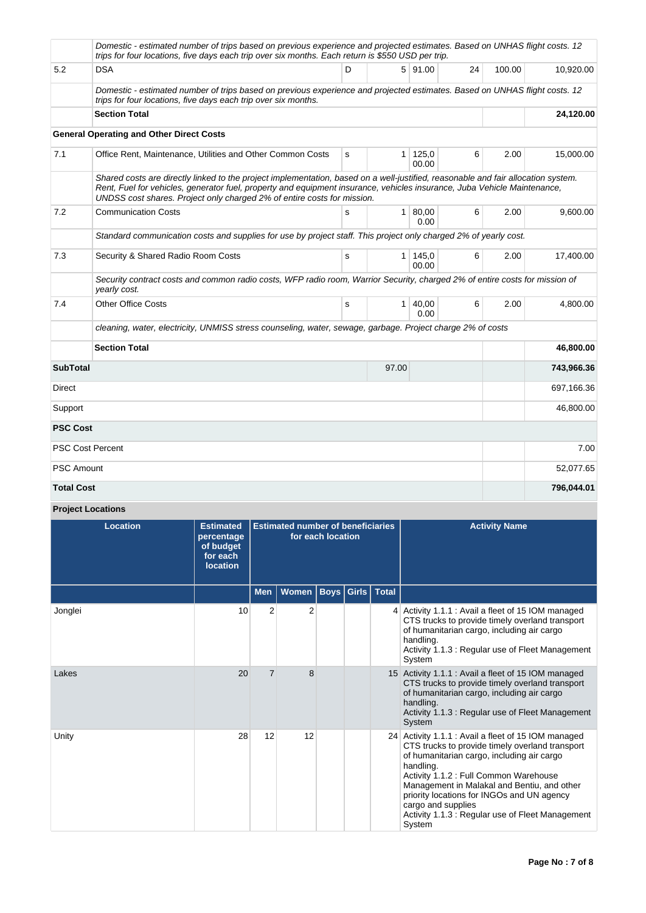| | | | | | | | |
|---|---|---|---|---|---|---|---|
| | *Domestic - estimated number of trips based on previous experience and projected estimates. Based on UNHAS flight costs. 12 trips for four locations, five days each trip over six months. Each return is $550 USD per trip.* | | | | | | |
| 5.2 | DSA | D | 5 | 91.00 | 24 | 100.00 | 10,920.00 |
| | *Domestic - estimated number of trips based on previous experience and projected estimates. Based on UNHAS flight costs. 12 trips for four locations, five days each trip over six months.* | | | | | | |
| | **Section Total** | | | | | | **24,120.00** |
| **General Operating and Other Direct Costs** | | | | | | | |
| 7.1 | Office Rent, Maintenance, Utilities and Other Common Costs | s | 1 | 125,000.00 | 6 | 2.00 | 15,000.00 |
| | *Shared costs are directly linked to the project implementation, based on a well-justified, reasonable and fair allocation system. Rent, Fuel for vehicles, generator fuel, property and equipment insurance, vehicles insurance, Juba Vehicle Maintenance, UNDSS cost shares. Project only charged 2% of entire costs for mission.* | | | | | | |
| 7.2 | Communication Costs | s | 1 | 80,000.00 | 6 | 2.00 | 9,600.00 |
| | *Standard communication costs and supplies for use by project staff. This project only charged 2% of yearly cost.* | | | | | | |
| 7.3 | Security & Shared Radio Room Costs | s | 1 | 145,000.00 | 6 | 2.00 | 17,400.00 |
| | *Security contract costs and common radio costs, WFP radio room, Warrior Security, charged 2% of entire costs for mission of yearly cost.* | | | | | | |
| 7.4 | Other Office Costs | s | 1 | 40,000.00 | 6 | 2.00 | 4,800.00 |
| | *cleaning, water, electricity, UNMISS stress counseling, water, sewage, garbage. Project charge 2% of costs* | | | | | | |
| | **Section Total** | | | | | | **46,800.00** |
| **SubTotal** | | | 97.00 | | | | **743,966.36** |
| Direct | | | | | | | 697,166.36 |
| Support | | | | | | | 46,800.00 |
| **PSC Cost** | | | | | | | |
| PSC Cost Percent | | | | | | | 7.00 |
| PSC Amount | | | | | | | 52,077.65 |
| **Total Cost** | | | | | | | **796,044.01** |

**Project Locations**

| Location | Estimated percentage of budget for each location | Estimated number of beneficiaries for each location | | | | | Activity Name |
|---|---|---|---|---|---|---|---|
| | | Men | Women | Boys | Girls | Total | |
| Jonglei | 10 | 2 | 2 | | | 4 | Activity 1.1.1 : Avail a fleet of 15 IOM managed CTS trucks to provide timely overland transport of humanitarian cargo, including air cargo handling.<br>Activity 1.1.3 : Regular use of Fleet Management System |
| Lakes | 20 | 7 | 8 | | | 15 | Activity 1.1.1 : Avail a fleet of 15 IOM managed CTS trucks to provide timely overland transport of humanitarian cargo, including air cargo handling.<br>Activity 1.1.3 : Regular use of Fleet Management System |
| Unity | 28 | 12 | 12 | | | 24 | Activity 1.1.1 : Avail a fleet of 15 IOM managed CTS trucks to provide timely overland transport of humanitarian cargo, including air cargo handling.<br>Activity 1.1.2 : Full Common Warehouse Management in Malakal and Bentiu, and other priority locations for INGOs and UN agency cargo and supplies<br>Activity 1.1.3 : Regular use of Fleet Management System |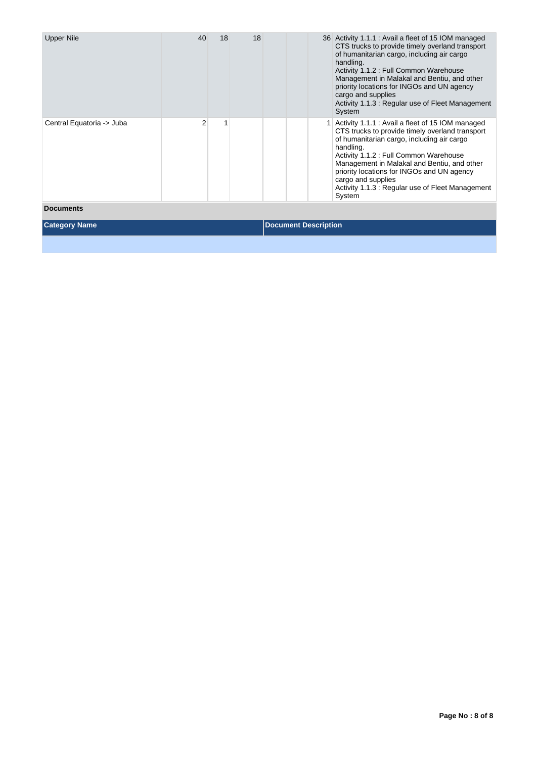| | | | | | | | |
|---|---|---|---|---|---|---|---|
| Upper Nile | 40 | 18 | 18 | | | 36 | Activity 1.1.1 : Avail a fleet of 15 IOM managed CTS trucks to provide timely overland transport of humanitarian cargo, including air cargo handling.<br>Activity 1.1.2 : Full Common Warehouse Management in Malakal and Bentiu, and other priority locations for INGOs and UN agency cargo and supplies<br>Activity 1.1.3 : Regular use of Fleet Management System |
| Central Equatoria -> Juba | 2 | 1 | | | | 1 | Activity 1.1.1 : Avail a fleet of 15 IOM managed CTS trucks to provide timely overland transport of humanitarian cargo, including air cargo handling.<br>Activity 1.1.2 : Full Common Warehouse Management in Malakal and Bentiu, and other priority locations for INGOs and UN agency cargo and supplies<br>Activity 1.1.3 : Regular use of Fleet Management System |

**Documents**

| Category Name | Document Description |
|---|---|
| | |